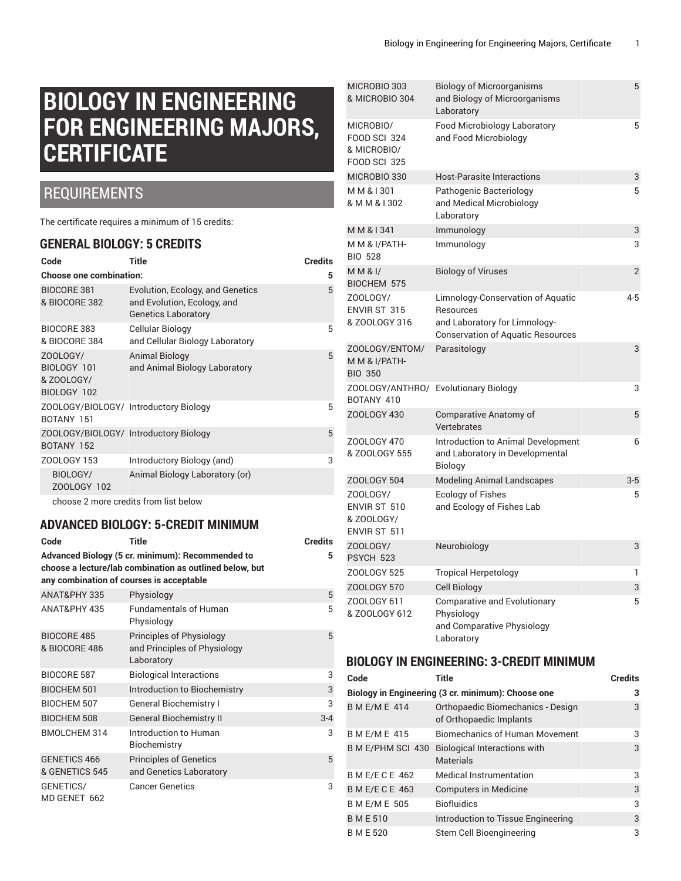# BIOLOGY IN ENGINEERING FOR ENGINEERING MAJORS, CERTIFICATE

## REQUIREMENTS

The certificate requires a minimum of 15 credits:

### GENERAL BIOLOGY: 5 CREDITS

| Code | Title | Credits |
|---|---|---|
| **Choose one combination:** | | **5** |
| BIOCORE 381 & BIOCORE 382 | Evolution, Ecology, and Genetics and Evolution, Ecology, and Genetics Laboratory | 5 |
| BIOCORE 383 & BIOCORE 384 | Cellular Biology and Cellular Biology Laboratory | 5 |
| ZOOLOGY/ BIOLOGY 101 & ZOOLOGY/ BIOLOGY 102 | Animal Biology and Animal Biology Laboratory | 5 |
| ZOOLOGY/BIOLOGY/ BOTANY 151 | Introductory Biology | 5 |
| ZOOLOGY/BIOLOGY/ BOTANY 152 | Introductory Biology | 5 |
| ZOOLOGY 153 | Introductory Biology (and) | 3 |
| BIOLOGY/ ZOOLOGY 102 | Animal Biology Laboratory (or) | |
| choose 2 more credits from list below | | |

### ADVANCED BIOLOGY: 5-CREDIT MINIMUM

| Code | Title | Credits |
|---|---|---|
| **Advanced Biology (5 cr. minimum): Recommended to choose a lecture/lab combination as outlined below, but any combination of courses is acceptable** | | **5** |
| ANAT&PHY 335 | Physiology | 5 |
| ANAT&PHY 435 | Fundamentals of Human Physiology | 5 |
| BIOCORE 485 & BIOCORE 486 | Principles of Physiology and Principles of Physiology Laboratory | 5 |
| BIOCORE 587 | Biological Interactions | 3 |
| BIOCHEM 501 | Introduction to Biochemistry | 3 |
| BIOCHEM 507 | General Biochemistry I | 3 |
| BIOCHEM 508 | General Biochemistry II | 3-4 |
| BMOLCHEM 314 | Introduction to Human Biochemistry | 3 |
| GENETICS 466 & GENETICS 545 | Principles of Genetics and Genetics Laboratory | 5 |
| GENETICS/ MD GENET 662 | Cancer Genetics | 3 |
| MICROBIO 303 & MICROBIO 304 | Biology of Microorganisms and Biology of Microorganisms Laboratory | 5 |
| MICROBIO/ FOOD SCI 324 & MICROBIO/ FOOD SCI 325 | Food Microbiology Laboratory and Food Microbiology | 5 |
| MICROBIO 330 | Host-Parasite Interactions | 3 |
| M M & I 301 & M M & I 302 | Pathogenic Bacteriology and Medical Microbiology Laboratory | 5 |
| M M & I 341 | Immunology | 3 |
| M M & I/PATH-BIO 528 | Immunology | 3 |
| M M & I/ BIOCHEM 575 | Biology of Viruses | 2 |
| ZOOLOGY/ ENVIR ST 315 & ZOOLOGY 316 | Limnology-Conservation of Aquatic Resources and Laboratory for Limnology-Conservation of Aquatic Resources | 4-5 |
| ZOOLOGY/ENTOM/ M M & I/PATH-BIO 350 | Parasitology | 3 |
| ZOOLOGY/ANTHRO/ BOTANY 410 | Evolutionary Biology | 3 |
| ZOOLOGY 430 | Comparative Anatomy of Vertebrates | 5 |
| ZOOLOGY 470 & ZOOLOGY 555 | Introduction to Animal Development and Laboratory in Developmental Biology | 6 |
| ZOOLOGY 504 | Modeling Animal Landscapes | 3-5 |
| ZOOLOGY/ ENVIR ST 510 & ZOOLOGY/ ENVIR ST 511 | Ecology of Fishes and Ecology of Fishes Lab | 5 |
| ZOOLOGY/ PSYCH 523 | Neurobiology | 3 |
| ZOOLOGY 525 | Tropical Herpetology | 1 |
| ZOOLOGY 570 | Cell Biology | 3 |
| ZOOLOGY 611 & ZOOLOGY 612 | Comparative and Evolutionary Physiology and Comparative Physiology Laboratory | 5 |

### BIOLOGY IN ENGINEERING: 3-CREDIT MINIMUM

| Code | Title | Credits |
|---|---|---|
| **Biology in Engineering (3 cr. minimum): Choose one** | | **3** |
| B M E/M E 414 | Orthopaedic Biomechanics - Design of Orthopaedic Implants | 3 |
| B M E/M E 415 | Biomechanics of Human Movement | 3 |
| B M E/PHM SCI 430 | Biological Interactions with Materials | 3 |
| B M E/E C E 462 | Medical Instrumentation | 3 |
| B M E/E C E 463 | Computers in Medicine | 3 |
| B M E/M E 505 | Biofluidics | 3 |
| B M E 510 | Introduction to Tissue Engineering | 3 |
| B M E 520 | Stem Cell Bioengineering | 3 |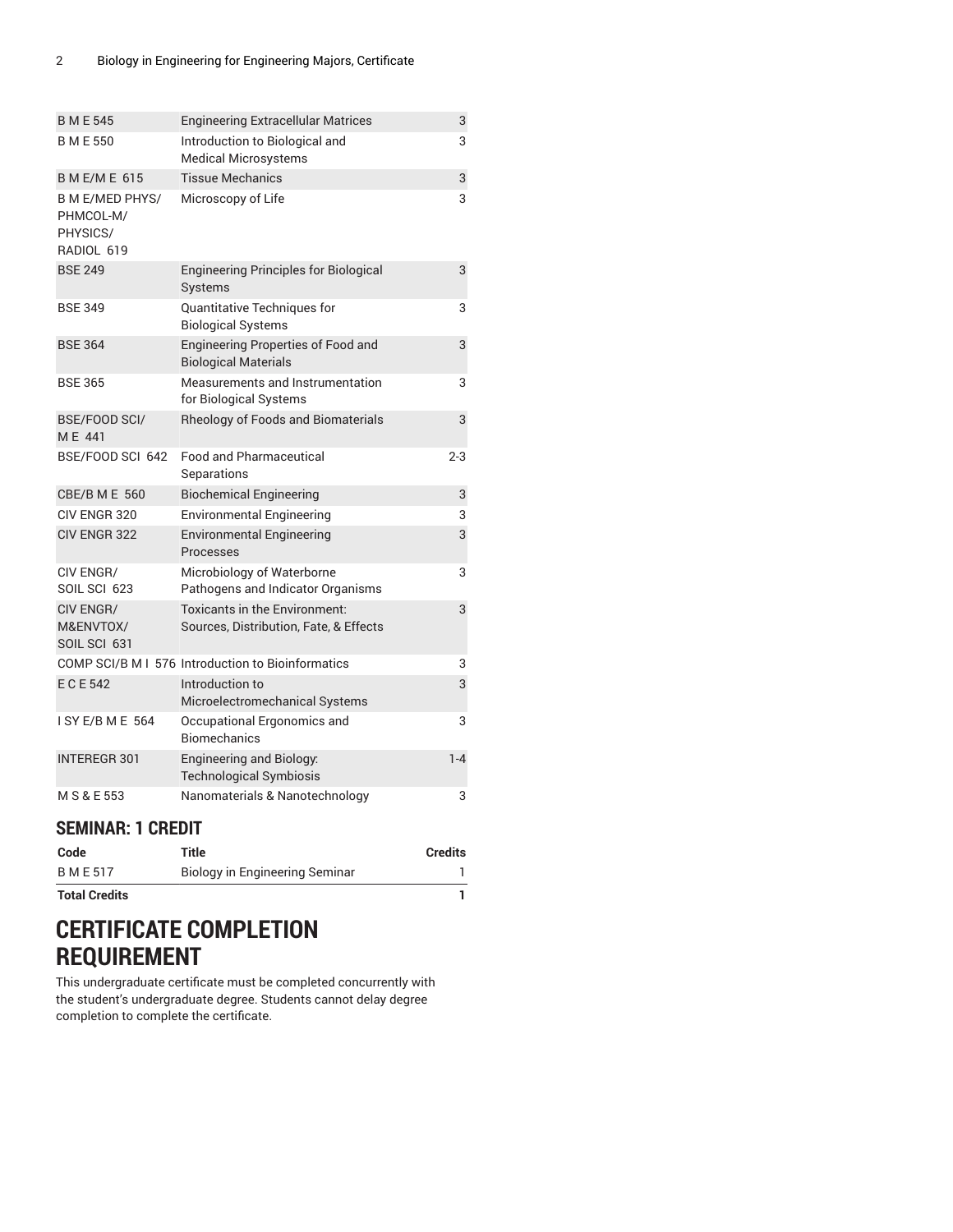| | | |
|---|---|---|
| B M E 545 | Engineering Extracellular Matrices | 3 |
| B M E 550 | Introduction to Biological and Medical Microsystems | 3 |
| B M E/M E 615 | Tissue Mechanics | 3 |
| B M E/MED PHYS/ PHMCOL-M/ PHYSICS/ RADIOL 619 | Microscopy of Life | 3 |
| BSE 249 | Engineering Principles for Biological Systems | 3 |
| BSE 349 | Quantitative Techniques for Biological Systems | 3 |
| BSE 364 | Engineering Properties of Food and Biological Materials | 3 |
| BSE 365 | Measurements and Instrumentation for Biological Systems | 3 |
| BSE/FOOD SCI/ M E 441 | Rheology of Foods and Biomaterials | 3 |
| BSE/FOOD SCI 642 | Food and Pharmaceutical Separations | 2-3 |
| CBE/B M E 560 | Biochemical Engineering | 3 |
| CIV ENGR 320 | Environmental Engineering | 3 |
| CIV ENGR 322 | Environmental Engineering Processes | 3 |
| CIV ENGR/ SOIL SCI 623 | Microbiology of Waterborne Pathogens and Indicator Organisms | 3 |
| CIV ENGR/ M&ENVTOX/ SOIL SCI 631 | Toxicants in the Environment: Sources, Distribution, Fate, & Effects | 3 |
| COMP SCI/B M I 576 | Introduction to Bioinformatics | 3 |
| E C E 542 | Introduction to Microelectromechanical Systems | 3 |
| I SY E/B M E 564 | Occupational Ergonomics and Biomechanics | 3 |
| INTEREGR 301 | Engineering and Biology: Technological Symbiosis | 1-4 |
| M S & E 553 | Nanomaterials & Nanotechnology | 3 |

### SEMINAR: 1 CREDIT

| Code | Title | Credits |
|---|---|---|
| B M E 517 | Biology in Engineering Seminar | 1 |
| **Total Credits** | | **1** |

## CERTIFICATE COMPLETION REQUIREMENT

This undergraduate certificate must be completed concurrently with the student's undergraduate degree. Students cannot delay degree completion to complete the certificate.